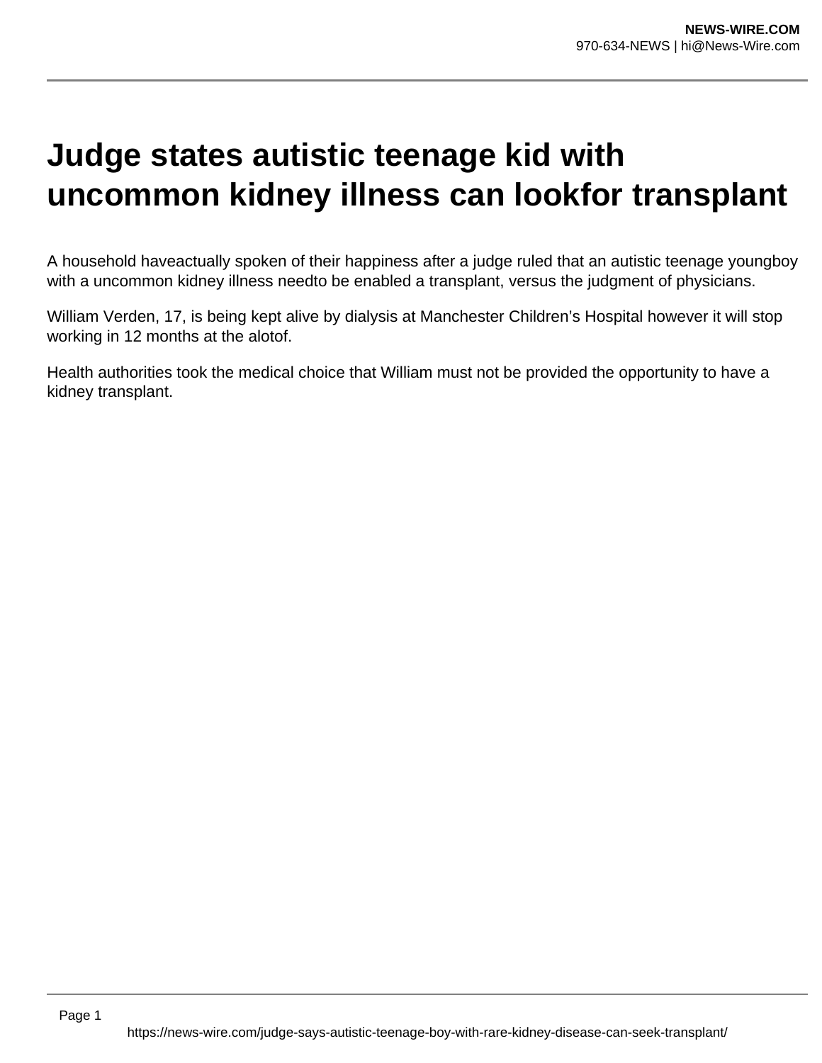# Judge states autistic teenage kid with uncommon kidney illness can lookfor transplant

A household haveactually spoken of their happiness after a judge ruled that an autistic teenage youngboy with a uncommon kidney illness needto be enabled a transplant, versus the judgment of physicians.

William Verden, 17, is being kept alive by dialysis at Manchester Children's Hospital however it will stop working in 12 months at the alotof.

Health authorities took the medical choice that William must not be provided the opportunity to have a kidney transplant.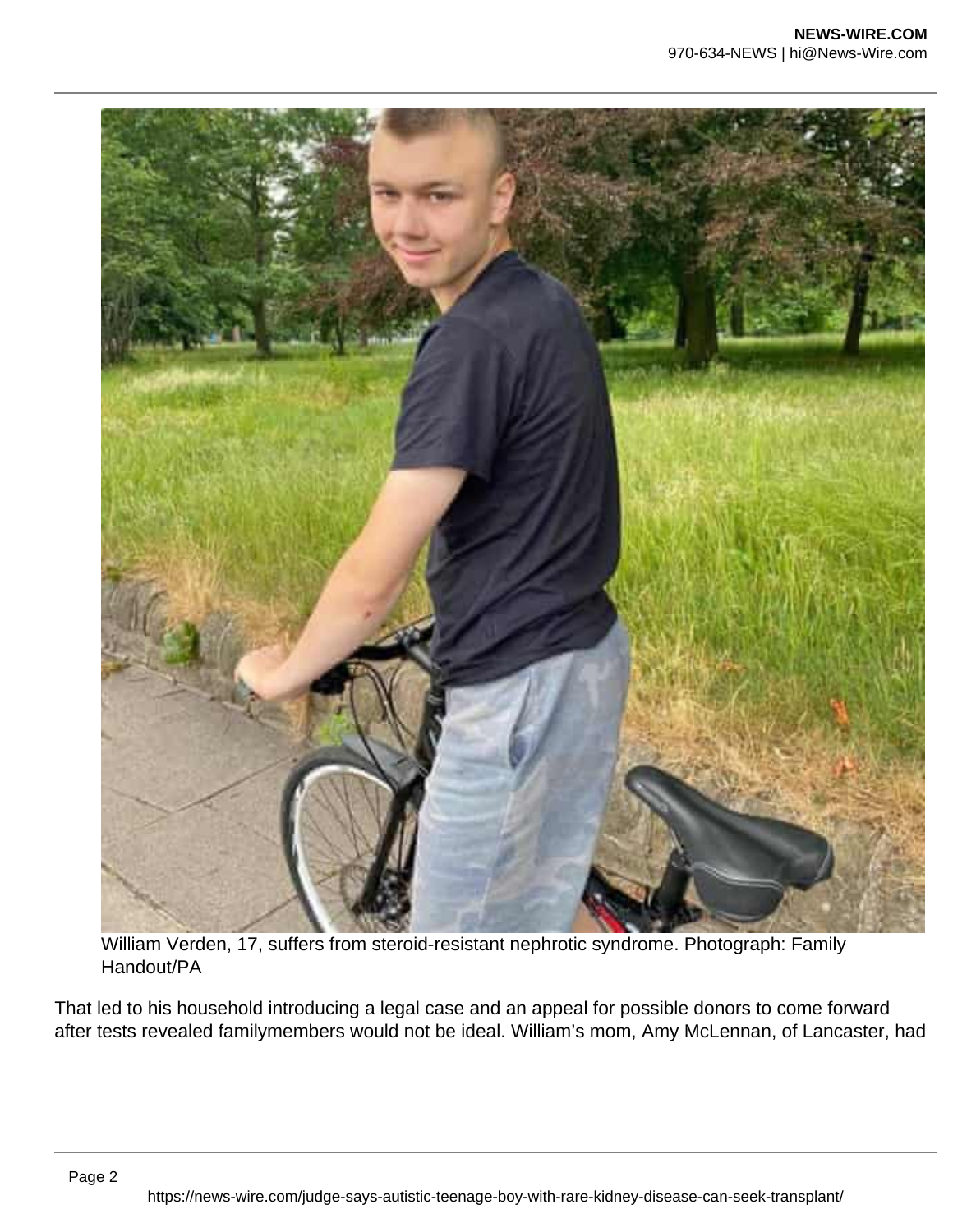William Verden, 17, suffers from steroid-resistant nephrotic syndrome. Photograph: Family Handout/PA

That led to his household introducing a legal case and an appeal for possible donors to come forward after tests revealed familymembers would not be ideal. William's mom, Amy McLennan, of Lancaster, had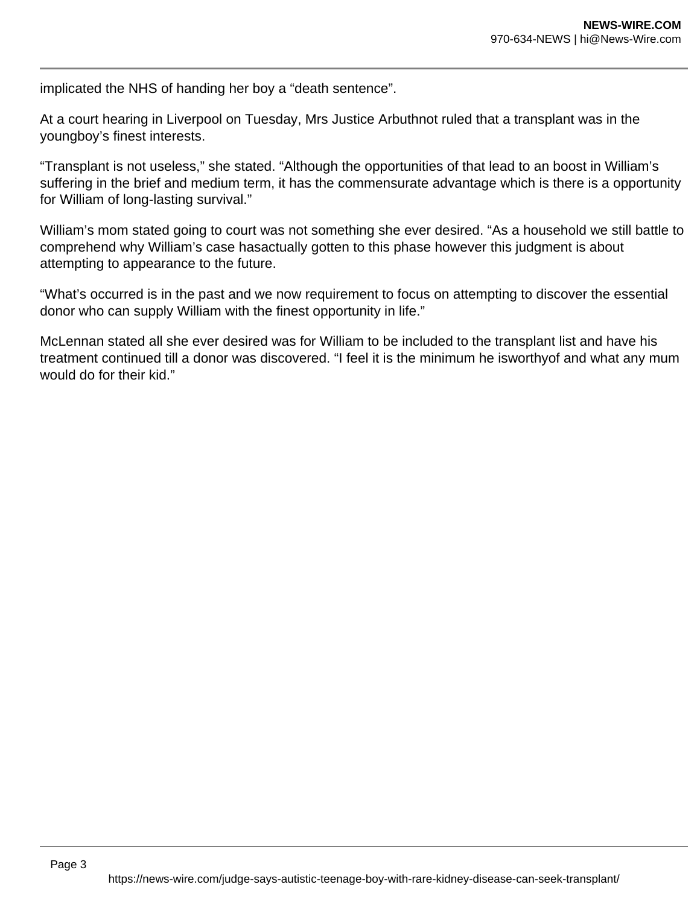implicated the NHS of handing her boy a "death sentence".

At a court hearing in Liverpool on Tuesday, Mrs Justice Arbuthnot ruled that a transplant was in the youngboy's finest interests.

"Transplant is not useless," she stated. "Although the opportunities of that lead to an boost in William's suffering in the brief and medium term, it has the commensurate advantage which is there is a opportunity for William of long-lasting survival."

William's mom stated going to court was not something she ever desired. "As a household we still battle to comprehend why William's case hasactually gotten to this phase however this judgment is about attempting to appearance to the future.

"What's occurred is in the past and we now requirement to focus on attempting to discover the essential donor who can supply William with the finest opportunity in life."

McLennan stated all she ever desired was for William to be included to the transplant list and have his treatment continued till a donor was discovered. "I feel it is the minimum he isworthyof and what any mum would do for their kid."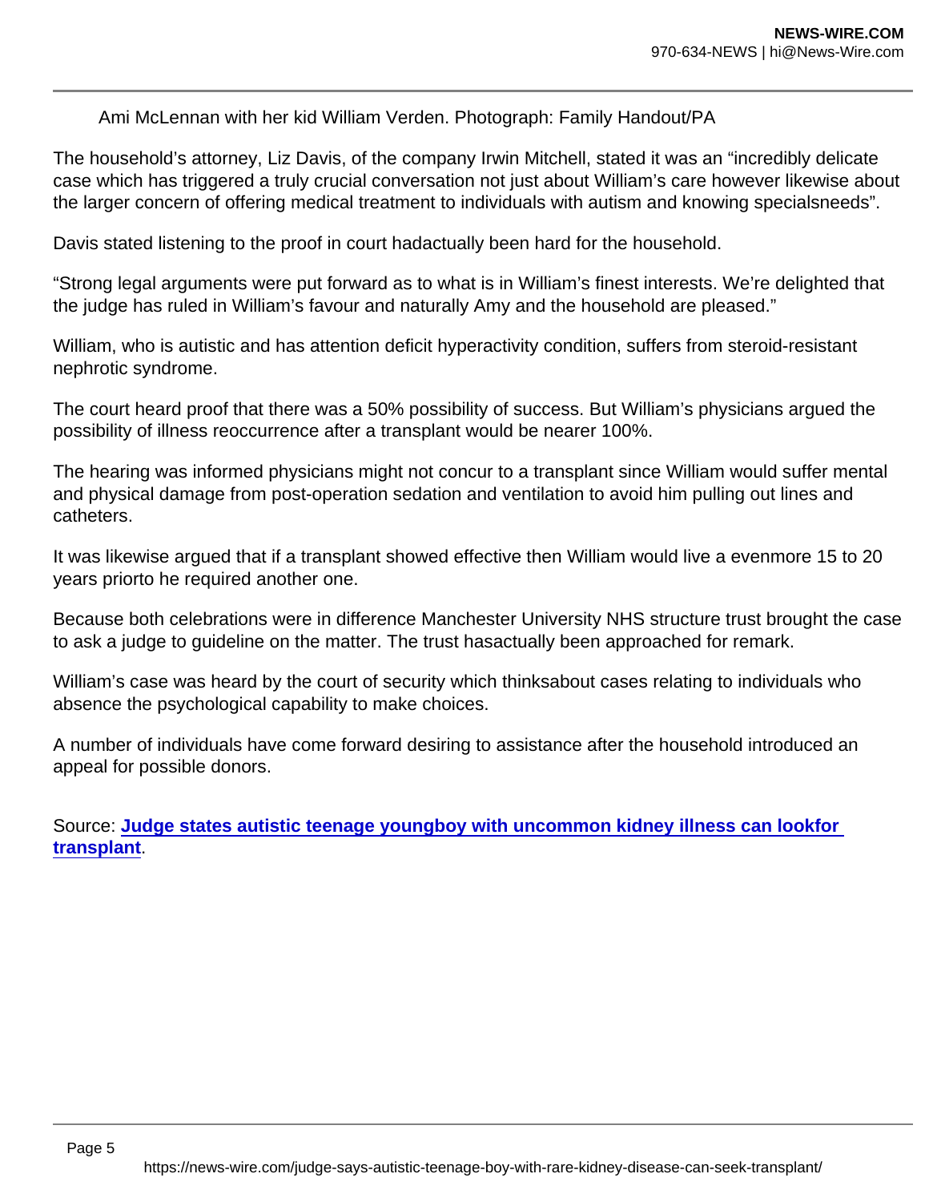Ami McLennan with her kid William Verden. Photograph: Family Handout/PA

The household's attorney, Liz Davis, of the company Irwin Mitchell, stated it was an "incredibly delicate case which has triggered a truly crucial conversation not just about William's care however likewise about the larger concern of offering medical treatment to individuals with autism and knowing specialsneeds".

Davis stated listening to the proof in court hadactually been hard for the household.

"Strong legal arguments were put forward as to what is in William's finest interests. We're delighted that the judge has ruled in William's favour and naturally Amy and the household are pleased."

William, who is autistic and has attention deficit hyperactivity condition, suffers from steroid-resistant nephrotic syndrome.

The court heard proof that there was a 50% possibility of success. But William's physicians argued the possibility of illness reoccurrence after a transplant would be nearer 100%.

The hearing was informed physicians might not concur to a transplant since William would suffer mental and physical damage from post-operation sedation and ventilation to avoid him pulling out lines and catheters.

It was likewise argued that if a transplant showed effective then William would live a evenmore 15 to 20 years priorto he required another one.

Because both celebrations were in difference Manchester University NHS structure trust brought the case to ask a judge to guideline on the matter. The trust hasactually been approached for remark.

William's case was heard by the court of security which thinksabout cases relating to individuals who absence the psychological capability to make choices.

A number of individuals have come forward desiring to assistance after the household introduced an appeal for possible donors.

Source: **[Judge states autistic teenage youngboy with uncommon kidney illness can lookfor transplant](https://news-wire.com/judge-says-autistic-teenage-boy-with-rare-kidney-disease-can-seek-transplant/)**.